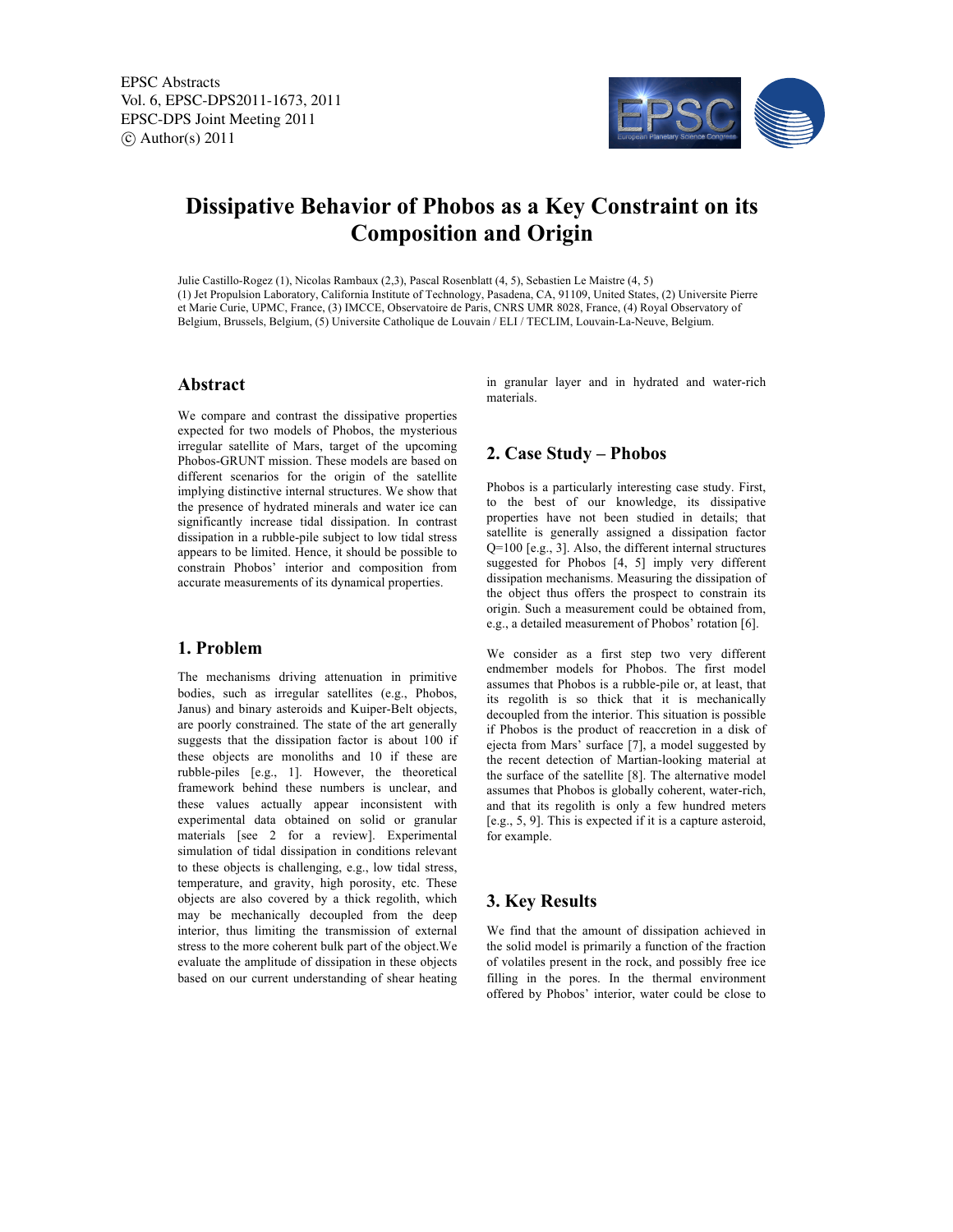EPSC Abstracts
Vol. 6, EPSC-DPS2011-1673, 2011
EPSC-DPS Joint Meeting 2011
© Author(s) 2011

# Dissipative Behavior of Phobos as a Key Constraint on its Composition and Origin

Julie Castillo-Rogez (1), Nicolas Rambaux (2,3), Pascal Rosenblatt (4, 5), Sebastien Le Maistre (4, 5)
(1) Jet Propulsion Laboratory, California Institute of Technology, Pasadena, CA, 91109, United States, (2) Universite Pierre et Marie Curie, UPMC, France, (3) IMCCE, Observatoire de Paris, CNRS UMR 8028, France, (4) Royal Observatory of Belgium, Brussels, Belgium, (5) Universite Catholique de Louvain / ELI / TECLIM, Louvain-La-Neuve, Belgium.

## Abstract

We compare and contrast the dissipative properties expected for two models of Phobos, the mysterious irregular satellite of Mars, target of the upcoming Phobos-GRUNT mission. These models are based on different scenarios for the origin of the satellite implying distinctive internal structures. We show that the presence of hydrated minerals and water ice can significantly increase tidal dissipation. In contrast dissipation in a rubble-pile subject to low tidal stress appears to be limited. Hence, it should be possible to constrain Phobos' interior and composition from accurate measurements of its dynamical properties.

## 1. Problem

The mechanisms driving attenuation in primitive bodies, such as irregular satellites (e.g., Phobos, Janus) and binary asteroids and Kuiper-Belt objects, are poorly constrained. The state of the art generally suggests that the dissipation factor is about 100 if these objects are monoliths and 10 if these are rubble-piles [e.g., 1]. However, the theoretical framework behind these numbers is unclear, and these values actually appear inconsistent with experimental data obtained on solid or granular materials [see 2 for a review]. Experimental simulation of tidal dissipation in conditions relevant to these objects is challenging, e.g., low tidal stress, temperature, and gravity, high porosity, etc. These objects are also covered by a thick regolith, which may be mechanically decoupled from the deep interior, thus limiting the transmission of external stress to the more coherent bulk part of the object.We evaluate the amplitude of dissipation in these objects based on our current understanding of shear heating in granular layer and in hydrated and water-rich materials.

## 2. Case Study – Phobos

Phobos is a particularly interesting case study. First, to the best of our knowledge, its dissipative properties have not been studied in details; that satellite is generally assigned a dissipation factor Q=100 [e.g., 3]. Also, the different internal structures suggested for Phobos [4, 5] imply very different dissipation mechanisms. Measuring the dissipation of the object thus offers the prospect to constrain its origin. Such a measurement could be obtained from, e.g., a detailed measurement of Phobos' rotation [6].

We consider as a first step two very different endmember models for Phobos. The first model assumes that Phobos is a rubble-pile or, at least, that its regolith is so thick that it is mechanically decoupled from the interior. This situation is possible if Phobos is the product of reaccretion in a disk of ejecta from Mars' surface [7], a model suggested by the recent detection of Martian-looking material at the surface of the satellite [8]. The alternative model assumes that Phobos is globally coherent, water-rich, and that its regolith is only a few hundred meters [e.g., 5, 9]. This is expected if it is a capture asteroid, for example.

## 3. Key Results

We find that the amount of dissipation achieved in the solid model is primarily a function of the fraction of volatiles present in the rock, and possibly free ice filling in the pores. In the thermal environment offered by Phobos' interior, water could be close to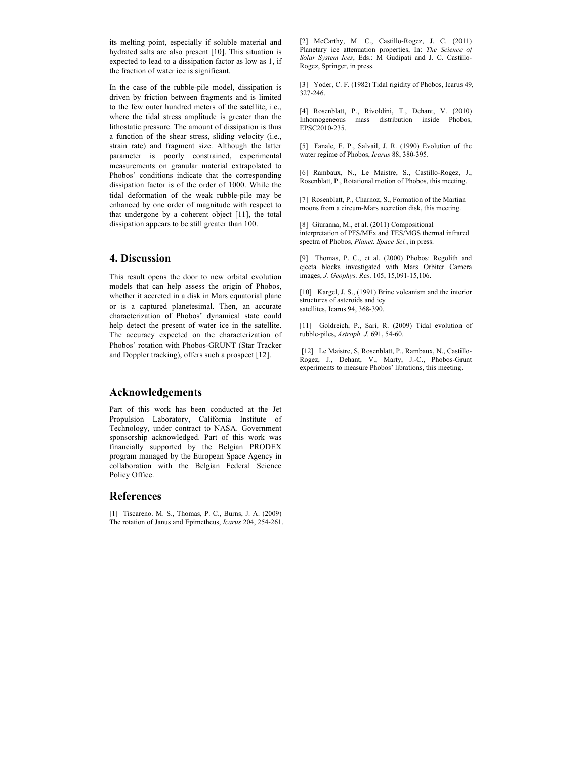its melting point, especially if soluble material and hydrated salts are also present [10]. This situation is expected to lead to a dissipation factor as low as 1, if the fraction of water ice is significant.

In the case of the rubble-pile model, dissipation is driven by friction between fragments and is limited to the few outer hundred meters of the satellite, i.e., where the tidal stress amplitude is greater than the lithostatic pressure. The amount of dissipation is thus a function of the shear stress, sliding velocity (i.e., strain rate) and fragment size. Although the latter parameter is poorly constrained, experimental measurements on granular material extrapolated to Phobos' conditions indicate that the corresponding dissipation factor is of the order of 1000. While the tidal deformation of the weak rubble-pile may be enhanced by one order of magnitude with respect to that undergone by a coherent object [11], the total dissipation appears to be still greater than 100.

## 4. Discussion

This result opens the door to new orbital evolution models that can help assess the origin of Phobos, whether it accreted in a disk in Mars equatorial plane or is a captured planetesimal. Then, an accurate characterization of Phobos' dynamical state could help detect the present of water ice in the satellite. The accuracy expected on the characterization of Phobos' rotation with Phobos-GRUNT (Star Tracker and Doppler tracking), offers such a prospect [12].

## Acknowledgements

Part of this work has been conducted at the Jet Propulsion Laboratory, California Institute of Technology, under contract to NASA. Government sponsorship acknowledged. Part of this work was financially supported by the Belgian PRODEX program managed by the European Space Agency in collaboration with the Belgian Federal Science Policy Office.

## References

[1] Tiscareno. M. S., Thomas, P. C., Burns, J. A. (2009) The rotation of Janus and Epimetheus, *Icarus* 204, 254-261.

[2] McCarthy, M. C., Castillo-Rogez, J. C. (2011) Planetary ice attenuation properties, In: *The Science of Solar System Ices*, Eds.: M Gudipati and J. C. Castillo-Rogez, Springer, in press.

[3] Yoder, C. F. (1982) Tidal rigidity of Phobos, Icarus 49, 327-246.

[4] Rosenblatt, P., Rivoldini, T., Dehant, V. (2010) Inhomogeneous mass distribution inside Phobos, EPSC2010-235.

[5] Fanale, F. P., Salvail, J. R. (1990) Evolution of the water regime of Phobos, *Icarus* 88, 380-395.

[6] Rambaux, N., Le Maistre, S., Castillo-Rogez, J., Rosenblatt, P., Rotational motion of Phobos, this meeting.

[7] Rosenblatt, P., Charnoz, S., Formation of the Martian moons from a circum-Mars accretion disk, this meeting.

[8] Giuranna, M., et al. (2011) Compositional interpretation of PFS/MEx and TES/MGS thermal infrared spectra of Phobos, *Planet. Space Sci.*, in press.

[9] Thomas, P. C., et al. (2000) Phobos: Regolith and ejecta blocks investigated with Mars Orbiter Camera images, *J. Geophys. Res*. 105, 15,091-15,106.

[10] Kargel, J. S., (1991) Brine volcanism and the interior structures of asteroids and icy satellites, Icarus 94, 368-390.

[11] Goldreich, P., Sari, R. (2009) Tidal evolution of rubble-piles, *Astroph. J.* 691, 54-60.

[12] Le Maistre, S, Rosenblatt, P., Rambaux, N., Castillo-Rogez, J., Dehant, V., Marty, J.-C., Phobos-Grunt experiments to measure Phobos' librations, this meeting.